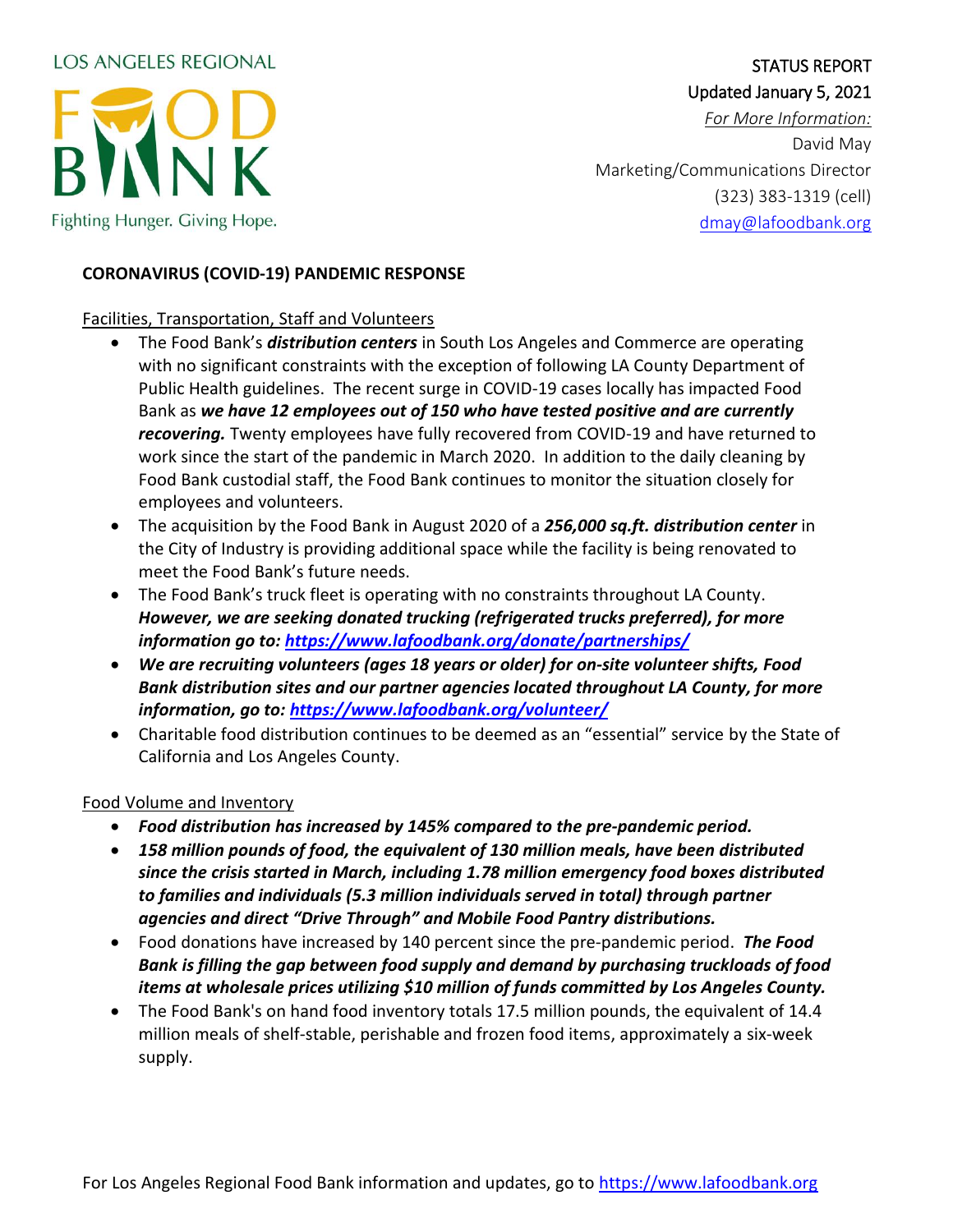LOS ANGELES REGIONAL

FOOD BANK

Fighting Hunger. Giving Hope.

STATUS REPORT
Updated January 5, 2021
*For More Information:*
David May
Marketing/Communications Director
(323) 383-1319 (cell)
dmay@lafoodbank.org

**CORONAVIRUS (COVID-19) PANDEMIC RESPONSE**

Facilities, Transportation, Staff and Volunteers

- The Food Bank's ***distribution centers*** in South Los Angeles and Commerce are operating with no significant constraints with the exception of following LA County Department of Public Health guidelines. The recent surge in COVID-19 cases locally has impacted Food Bank as ***we have 12 employees out of 150 who have tested positive and are currently recovering.*** Twenty employees have fully recovered from COVID-19 and have returned to work since the start of the pandemic in March 2020. In addition to the daily cleaning by Food Bank custodial staff, the Food Bank continues to monitor the situation closely for employees and volunteers.
- The acquisition by the Food Bank in August 2020 of a ***256,000 sq.ft. distribution center*** in the City of Industry is providing additional space while the facility is being renovated to meet the Food Bank's future needs.
- The Food Bank's truck fleet is operating with no constraints throughout LA County. ***However, we are seeking donated trucking (refrigerated trucks preferred), for more information go to: https://www.lafoodbank.org/donate/partnerships/***
- ***We are recruiting volunteers (ages 18 years or older) for on-site volunteer shifts, Food Bank distribution sites and our partner agencies located throughout LA County, for more information, go to: https://www.lafoodbank.org/volunteer/***
- Charitable food distribution continues to be deemed as an "essential" service by the State of California and Los Angeles County.

Food Volume and Inventory

- ***Food distribution has increased by 145% compared to the pre-pandemic period.***
- ***158 million pounds of food, the equivalent of 130 million meals, have been distributed since the crisis started in March, including 1.78 million emergency food boxes distributed to families and individuals (5.3 million individuals served in total) through partner agencies and direct "Drive Through" and Mobile Food Pantry distributions.***
- Food donations have increased by 140 percent since the pre-pandemic period. ***The Food Bank is filling the gap between food supply and demand by purchasing truckloads of food items at wholesale prices utilizing $10 million of funds committed by Los Angeles County.***
- The Food Bank's on hand food inventory totals 17.5 million pounds, the equivalent of 14.4 million meals of shelf-stable, perishable and frozen food items, approximately a six-week supply.

For Los Angeles Regional Food Bank information and updates, go to https://www.lafoodbank.org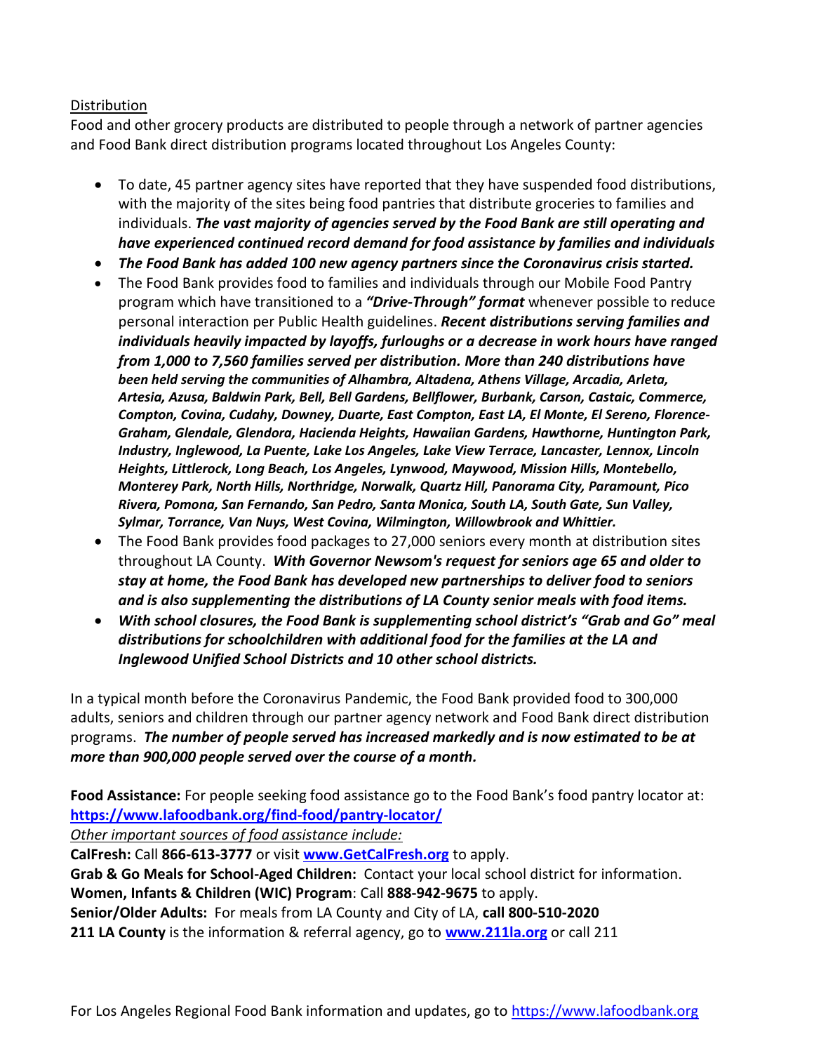## Distribution

Food and other grocery products are distributed to people through a network of partner agencies and Food Bank direct distribution programs located throughout Los Angeles County:

- To date, 45 partner agency sites have reported that they have suspended food distributions, with the majority of the sites being food pantries that distribute groceries to families and individuals. ***The vast majority of agencies served by the Food Bank are still operating and have experienced continued record demand for food assistance by families and individuals***
- ***The Food Bank has added 100 new agency partners since the Coronavirus crisis started.***
- The Food Bank provides food to families and individuals through our Mobile Food Pantry program which have transitioned to a ***"Drive-Through" format*** whenever possible to reduce personal interaction per Public Health guidelines. ***Recent distributions serving families and individuals heavily impacted by layoffs, furloughs or a decrease in work hours have ranged from 1,000 to 7,560 families served per distribution. More than 240 distributions have been held serving the communities of Alhambra, Altadena, Athens Village, Arcadia, Arleta, Artesia, Azusa, Baldwin Park, Bell, Bell Gardens, Bellflower, Burbank, Carson, Castaic, Commerce, Compton, Covina, Cudahy, Downey, Duarte, East Compton, East LA, El Monte, El Sereno, Florence-Graham, Glendale, Glendora, Hacienda Heights, Hawaiian Gardens, Hawthorne, Huntington Park, Industry, Inglewood, La Puente, Lake Los Angeles, Lake View Terrace, Lancaster, Lennox, Lincoln Heights, Littlerock, Long Beach, Los Angeles, Lynwood, Maywood, Mission Hills, Montebello, Monterey Park, North Hills, Northridge, Norwalk, Quartz Hill, Panorama City, Paramount, Pico Rivera, Pomona, San Fernando, San Pedro, Santa Monica, South LA, South Gate, Sun Valley, Sylmar, Torrance, Van Nuys, West Covina, Wilmington, Willowbrook and Whittier.***
- The Food Bank provides food packages to 27,000 seniors every month at distribution sites throughout LA County. ***With Governor Newsom's request for seniors age 65 and older to stay at home, the Food Bank has developed new partnerships to deliver food to seniors and is also supplementing the distributions of LA County senior meals with food items.***
- ***With school closures, the Food Bank is supplementing school district's "Grab and Go" meal distributions for schoolchildren with additional food for the families at the LA and Inglewood Unified School Districts and 10 other school districts.***

In a typical month before the Coronavirus Pandemic, the Food Bank provided food to 300,000 adults, seniors and children through our partner agency network and Food Bank direct distribution programs. ***The number of people served has increased markedly and is now estimated to be at more than 900,000 people served over the course of a month.***

**Food Assistance:** For people seeking food assistance go to the Food Bank's food pantry locator at: **https://www.lafoodbank.org/find-food/pantry-locator/**

*Other important sources of food assistance include:*

**CalFresh:** Call **866-613-3777** or visit **www.GetCalFresh.org** to apply.

**Grab & Go Meals for School-Aged Children:** Contact your local school district for information.

**Women, Infants & Children (WIC) Program**: Call **888-942-9675** to apply.

**Senior/Older Adults:** For meals from LA County and City of LA, **call 800-510-2020**

**211 LA County** is the information & referral agency, go to **www.211la.org** or call 211

For Los Angeles Regional Food Bank information and updates, go to https://www.lafoodbank.org